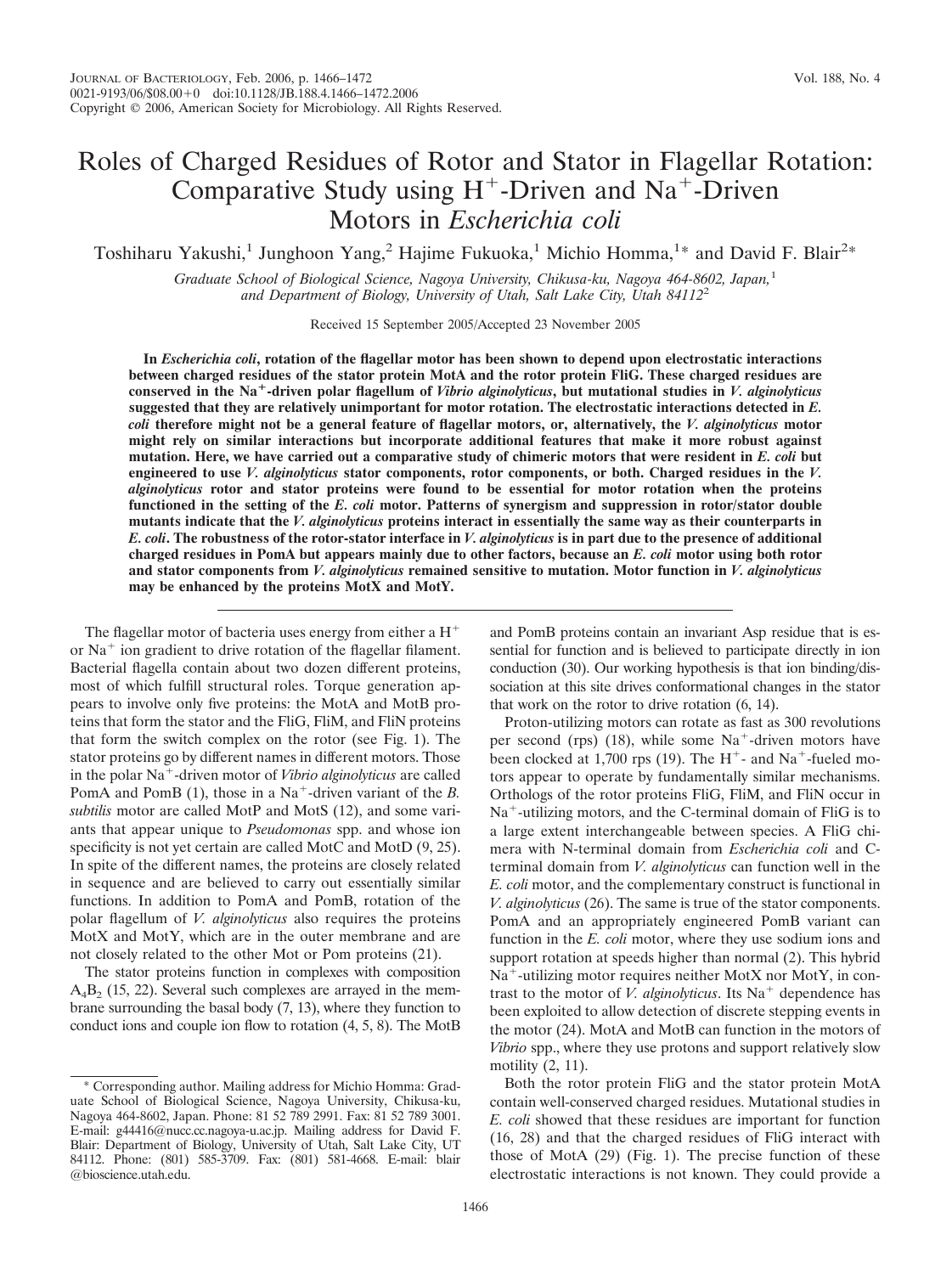# Roles of Charged Residues of Rotor and Stator in Flagellar Rotation: Comparative Study using $H^+$-Driven and $Na^+$-Driven Motors in *Escherichia coli*

Toshiharu Yakushi,[1] Junghoon Yang,[2] Hajime Fukuoka,[1] Michio Homma,[1]* and David F. Blair[2]*

*Graduate School of Biological Science, Nagoya University, Chikusa-ku, Nagoya 464-8602, Japan,*[1] *and Department of Biology, University of Utah, Salt Lake City, Utah 84112*[2]

Received 15 September 2005/Accepted 23 November 2005

**In *Escherichia coli*, rotation of the flagellar motor has been shown to depend upon electrostatic interactions between charged residues of the stator protein MotA and the rotor protein FliG. These charged residues are conserved in the $Na^+$-driven polar flagellum of *Vibrio alginolyticus*, but mutational studies in *V. alginolyticus* suggested that they are relatively unimportant for motor rotation. The electrostatic interactions detected in *E. coli* therefore might not be a general feature of flagellar motors, or, alternatively, the *V. alginolyticus* motor might rely on similar interactions but incorporate additional features that make it more robust against mutation. Here, we have carried out a comparative study of chimeric motors that were resident in *E. coli* but engineered to use *V. alginolyticus* stator components, rotor components, or both. Charged residues in the *V. alginolyticus* rotor and stator proteins were found to be essential for motor rotation when the proteins functioned in the setting of the *E. coli* motor. Patterns of synergism and suppression in rotor/stator double mutants indicate that the *V. alginolyticus* proteins interact in essentially the same way as their counterparts in *E. coli*. The robustness of the rotor-stator interface in *V. alginolyticus* is in part due to the presence of additional charged residues in PomA but appears mainly due to other factors, because an *E. coli* motor using both rotor and stator components from *V. alginolyticus* remained sensitive to mutation. Motor function in *V. alginolyticus* may be enhanced by the proteins MotX and MotY.**

The flagellar motor of bacteria uses energy from either a $H^+$ or $Na^+$ ion gradient to drive rotation of the flagellar filament. Bacterial flagella contain about two dozen different proteins, most of which fulfill structural roles. Torque generation appears to involve only five proteins: the MotA and MotB proteins that form the stator and the FliG, FliM, and FliN proteins that form the switch complex on the rotor (see Fig. 1). The stator proteins go by different names in different motors. Those in the polar $Na^+$-driven motor of *Vibrio alginolyticus* are called PomA and PomB (1), those in a $Na^+$-driven variant of the *B. subtilis* motor are called MotP and MotS (12), and some variants that appear unique to *Pseudomonas* spp. and whose ion specificity is not yet certain are called MotC and MotD (9, 25). In spite of the different names, the proteins are closely related in sequence and are believed to carry out essentially similar functions. In addition to PomA and PomB, rotation of the polar flagellum of *V. alginolyticus* also requires the proteins MotX and MotY, which are in the outer membrane and are not closely related to the other Mot or Pom proteins (21).

The stator proteins function in complexes with composition $A_4B_2$ (15, 22). Several such complexes are arrayed in the membrane surrounding the basal body (7, 13), where they function to conduct ions and couple ion flow to rotation (4, 5, 8). The MotB and PomB proteins contain an invariant Asp residue that is essential for function and is believed to participate directly in ion conduction (30). Our working hypothesis is that ion binding/dissociation at this site drives conformational changes in the stator that work on the rotor to drive rotation (6, 14).

Proton-utilizing motors can rotate as fast as 300 revolutions per second (rps) (18), while some $Na^+$-driven motors have been clocked at 1,700 rps (19). The $H^+$- and $Na^+$-fueled motors appear to operate by fundamentally similar mechanisms. Orthologs of the rotor proteins FliG, FliM, and FliN occur in $Na^+$-utilizing motors, and the C-terminal domain of FliG is to a large extent interchangeable between species. A FliG chimera with N-terminal domain from *Escherichia coli* and C-terminal domain from *V. alginolyticus* can function well in the *E. coli* motor, and the complementary construct is functional in *V. alginolyticus* (26). The same is true of the stator components. PomA and an appropriately engineered PomB variant can function in the *E. coli* motor, where they use sodium ions and support rotation at speeds higher than normal (2). This hybrid $Na^+$-utilizing motor requires neither MotX nor MotY, in contrast to the motor of *V. alginolyticus*. Its $Na^+$ dependence has been exploited to allow detection of discrete stepping events in the motor (24). MotA and MotB can function in the motors of *Vibrio* spp., where they use protons and support relatively slow motility (2, 11).

Both the rotor protein FliG and the stator protein MotA contain well-conserved charged residues. Mutational studies in *E. coli* showed that these residues are important for function (16, 28) and that the charged residues of FliG interact with those of MotA (29) (Fig. 1). The precise function of these electrostatic interactions is not known. They could provide a

\* Corresponding author. Mailing address for Michio Homma: Graduate School of Biological Science, Nagoya University, Chikusa-ku, Nagoya 464-8602, Japan. Phone: 81 52 789 2991. Fax: 81 52 789 3001. E-mail: g44416@nucc.cc.nagoya-u.ac.jp. Mailing address for David F. Blair: Department of Biology, University of Utah, Salt Lake City, UT 84112. Phone: (801) 585-3709. Fax: (801) 581-4668. E-mail: blair@bioscience.utah.edu.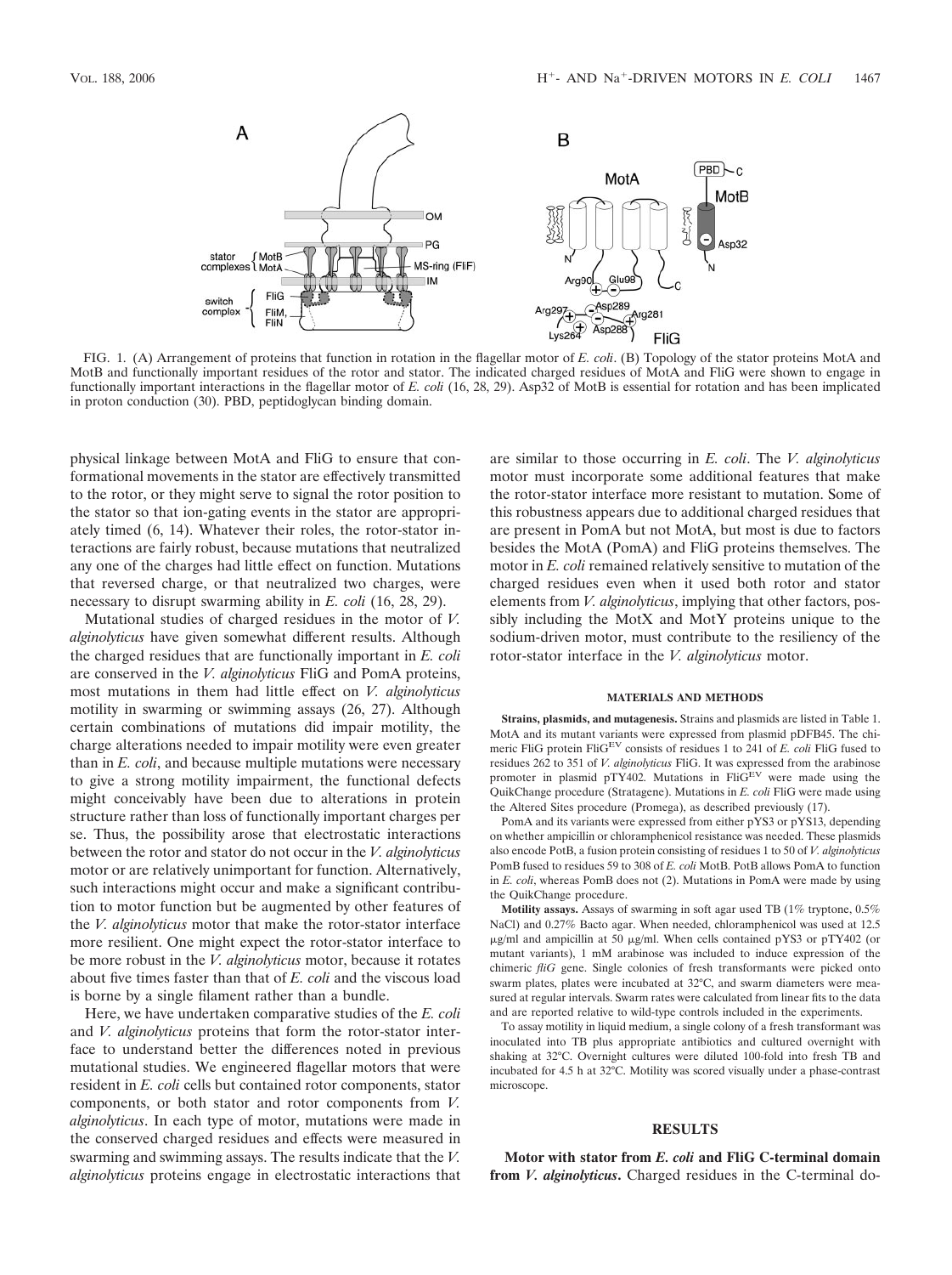A

OM

PG

stator complexes { MotB MotA

MS-ring (FliF)

IM

switch complex { FliG FliM, FliN

B

MotA

PBD C

MotB

Asp32

N

N

Arg90 Glu98

C

Arg297 Asp289 Arg281

Lys264 Asp288

FliG

FIG. 1. (A) Arrangement of proteins that function in rotation in the flagellar motor of *E. coli*. (B) Topology of the stator proteins MotA and MotB and functionally important residues of the rotor and stator. The indicated charged residues of MotA and FliG were shown to engage in functionally important interactions in the flagellar motor of *E. coli* (16, 28, 29). Asp32 of MotB is essential for rotation and has been implicated in proton conduction (30). PBD, peptidoglycan binding domain.

physical linkage between MotA and FliG to ensure that conformational movements in the stator are effectively transmitted to the rotor, or they might serve to signal the rotor position to the stator so that ion-gating events in the stator are appropriately timed (6, 14). Whatever their roles, the rotor-stator interactions are fairly robust, because mutations that neutralized any one of the charges had little effect on function. Mutations that reversed charge, or that neutralized two charges, were necessary to disrupt swarming ability in *E. coli* (16, 28, 29).

Mutational studies of charged residues in the motor of *V. alginolyticus* have given somewhat different results. Although the charged residues that are functionally important in *E. coli* are conserved in the *V. alginolyticus* FliG and PomA proteins, most mutations in them had little effect on *V. alginolyticus* motility in swarming or swimming assays (26, 27). Although certain combinations of mutations did impair motility, the charge alterations needed to impair motility were even greater than in *E. coli*, and because multiple mutations were necessary to give a strong motility impairment, the functional defects might conceivably have been due to alterations in protein structure rather than loss of functionally important charges per se. Thus, the possibility arose that electrostatic interactions between the rotor and stator do not occur in the *V. alginolyticus* motor or are relatively unimportant for function. Alternatively, such interactions might occur and make a significant contribution to motor function but be augmented by other features of the *V. alginolyticus* motor that make the rotor-stator interface more resilient. One might expect the rotor-stator interface to be more robust in the *V. alginolyticus* motor, because it rotates about five times faster than that of *E. coli* and the viscous load is borne by a single filament rather than a bundle.

Here, we have undertaken comparative studies of the *E. coli* and *V. alginolyticus* proteins that form the rotor-stator interface to understand better the differences noted in previous mutational studies. We engineered flagellar motors that were resident in *E. coli* cells but contained rotor components, stator components, or both stator and rotor components from *V. alginolyticus*. In each type of motor, mutations were made in the conserved charged residues and effects were measured in swarming and swimming assays. The results indicate that the *V. alginolyticus* proteins engage in electrostatic interactions that are similar to those occurring in *E. coli*. The *V. alginolyticus* motor must incorporate some additional features that make the rotor-stator interface more resistant to mutation. Some of this robustness appears due to additional charged residues that are present in PomA but not MotA, but most is due to factors besides the MotA (PomA) and FliG proteins themselves. The motor in *E. coli* remained relatively sensitive to mutation of the charged residues even when it used both rotor and stator elements from *V. alginolyticus*, implying that other factors, possibly including the MotX and MotY proteins unique to the sodium-driven motor, must contribute to the resiliency of the rotor-stator interface in the *V. alginolyticus* motor.

## MATERIALS AND METHODS

**Strains, plasmids, and mutagenesis.** Strains and plasmids are listed in Table 1. MotA and its mutant variants were expressed from plasmid pDFB45. The chimeric FliG protein $FliG^{EV}$ consists of residues 1 to 241 of *E. coli* FliG fused to residues 262 to 351 of *V. alginolyticus* FliG. It was expressed from the arabinose promoter in plasmid pTY402. Mutations in $FliG^{EV}$ were made using the QuikChange procedure (Stratagene). Mutations in *E. coli* FliG were made using the Altered Sites procedure (Promega), as described previously (17).

PomA and its variants were expressed from either pYS3 or pYS13, depending on whether ampicillin or chloramphenicol resistance was needed. These plasmids also encode PotB, a fusion protein consisting of residues 1 to 50 of *V. alginolyticus* PomB fused to residues 59 to 308 of *E. coli* MotB. PotB allows PomA to function in *E. coli*, whereas PomB does not (2). Mutations in PomA were made by using the QuikChange procedure.

**Motility assays.** Assays of swarming in soft agar used TB (1% tryptone, 0.5% NaCl) and 0.27% Bacto agar. When needed, chloramphenicol was used at 12.5 μg/ml and ampicillin at 50 μg/ml. When cells contained pYS3 or pTY402 (or mutant variants), 1 mM arabinose was included to induce expression of the chimeric *fliG* gene. Single colonies of fresh transformants were picked onto swarm plates, plates were incubated at 32°C, and swarm diameters were measured at regular intervals. Swarm rates were calculated from linear fits to the data and are reported relative to wild-type controls included in the experiments.

To assay motility in liquid medium, a single colony of a fresh transformant was inoculated into TB plus appropriate antibiotics and cultured overnight with shaking at 32°C. Overnight cultures were diluted 100-fold into fresh TB and incubated for 4.5 h at 32°C. Motility was scored visually under a phase-contrast microscope.

## RESULTS

**Motor with stator from *E. coli* and FliG C-terminal domain from *V. alginolyticus*.** Charged residues in the C-terminal do-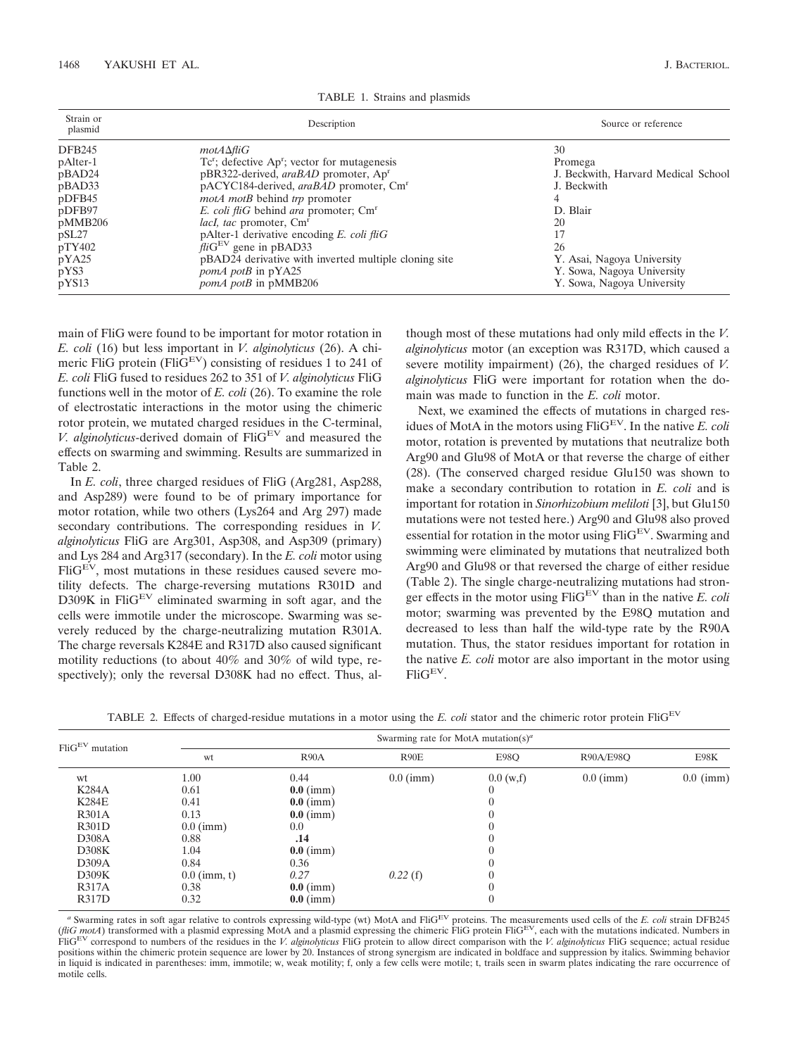TABLE 1. Strains and plasmids

| Strain or plasmid | Description | Source or reference |
|---|---|---|
| DFB245 | *motA*Δ*fliG* | 30 |
| pAlter-1 | $Tc^r$; defective $Ap^r$; vector for mutagenesis | Promega |
| pBAD24 | pBR322-derived, *araBAD* promoter, $Ap^r$ | J. Beckwith, Harvard Medical School |
| pBAD33 | pACYC184-derived, *araBAD* promoter, $Cm^r$ | J. Beckwith |
| pDFB45 | *motA motB* behind *trp* promoter | 4 |
| pDFB97 | *E. coli fliG* behind *ara* promoter; $Cm^r$ | D. Blair |
| pMMB206 | *lacI, tac* promoter, $Cm^r$ | 20 |
| pSL27 | pAlter-1 derivative encoding *E. coli fliG* | 17 |
| pTY402 | *fli*$G^{EV}$ gene in pBAD33 | 26 |
| pYA25 | pBAD24 derivative with inverted multiple cloning site | Y. Asai, Nagoya University |
| pYS3 | *pomA potB* in pYA25 | Y. Sowa, Nagoya University |
| pYS13 | *pomA potB* in pMMB206 | Y. Sowa, Nagoya University |

main of FliG were found to be important for motor rotation in *E. coli* (16) but less important in *V. alginolyticus* (26). A chimeric FliG protein ($FliG^{EV}$) consisting of residues 1 to 241 of *E. coli* FliG fused to residues 262 to 351 of *V. alginolyticus* FliG functions well in the motor of *E. coli* (26). To examine the role of electrostatic interactions in the motor using the chimeric rotor protein, we mutated charged residues in the C-terminal, *V. alginolyticus*-derived domain of $FliG^{EV}$ and measured the effects on swarming and swimming. Results are summarized in Table 2.

In *E. coli*, three charged residues of FliG (Arg281, Asp288, and Asp289) were found to be of primary importance for motor rotation, while two others (Lys264 and Arg 297) made secondary contributions. The corresponding residues in *V. alginolyticus* FliG are Arg301, Asp308, and Asp309 (primary) and Lys 284 and Arg317 (secondary). In the *E. coli* motor using $FliG^{EV}$, most mutations in these residues caused severe motility defects. The charge-reversing mutations R301D and D309K in $FliG^{EV}$ eliminated swarming in soft agar, and the cells were immotile under the microscope. Swarming was severely reduced by the charge-neutralizing mutation R301A. The charge reversals K284E and R317D also caused significant motility reductions (to about 40% and 30% of wild type, respectively); only the reversal D308K had no effect. Thus, although most of these mutations had only mild effects in the *V. alginolyticus* motor (an exception was R317D, which caused a severe motility impairment) (26), the charged residues of *V. alginolyticus* FliG were important for rotation when the domain was made to function in the *E. coli* motor.

Next, we examined the effects of mutations in charged residues of MotA in the motors using $FliG^{EV}$. In the native *E. coli* motor, rotation is prevented by mutations that neutralize both Arg90 and Glu98 of MotA or that reverse the charge of either (28). (The conserved charged residue Glu150 was shown to make a secondary contribution to rotation in *E. coli* and is important for rotation in *Sinorhizobium meliloti* [3], but Glu150 mutations were not tested here.) Arg90 and Glu98 also proved essential for rotation in the motor using $FliG^{EV}$. Swarming and swimming were eliminated by mutations that neutralized both Arg90 and Glu98 or that reversed the charge of either residue (Table 2). The single charge-neutralizing mutations had stronger effects in the motor using $FliG^{EV}$ than in the native *E. coli* motor; swarming was prevented by the E98Q mutation and decreased to less than half the wild-type rate by the R90A mutation. Thus, the stator residues important for rotation in the native *E. coli* motor are also important in the motor using $FliG^{EV}$.

TABLE 2. Effects of charged-residue mutations in a motor using the *E. coli* stator and the chimeric rotor protein $FliG^{EV}$

| $FliG^{EV}$ mutation | Swarming rate for MotA mutation(s)[a] | | | | | |
|---|---|---|---|---|---|---|
| | wt | R90A | R90E | E98Q | R90A/E98Q | E98K |
| wt | 1.00 | 0.44 | 0.0 (imm) | 0.0 (w,f) | 0.0 (imm) | 0.0 (imm) |
| K284A | 0.61 | **0.0** (imm) | | 0 | | |
| K284E | 0.41 | **0.0** (imm) | | 0 | | |
| R301A | 0.13 | **0.0** (imm) | | 0 | | |
| R301D | 0.0 (imm) | 0.0 | | 0 | | |
| D308A | 0.88 | **.14** | | 0 | | |
| D308K | 1.04 | **0.0** (imm) | | 0 | | |
| D309A | 0.84 | 0.36 | | 0 | | |
| D309K | 0.0 (imm, t) | *0.27* | *0.22* (f) | 0 | | |
| R317A | 0.38 | **0.0** (imm) | | 0 | | |
| R317D | 0.32 | **0.0** (imm) | | 0 | | |

[a] Swarming rates in soft agar relative to controls expressing wild-type (wt) MotA and $FliG^{EV}$ proteins. The measurements used cells of the *E. coli* strain DFB245 (*fliG motA*) transformed with a plasmid expressing MotA and a plasmid expressing the chimeric FliG protein $FliG^{EV}$, each with the mutations indicated. Numbers in $FliG^{EV}$ correspond to numbers of the residues in the *V. alginolyticus* FliG protein to allow direct comparison with the *V. alginolyticus* FliG sequence; actual residue positions within the chimeric protein sequence are lower by 20. Instances of strong synergism are indicated in boldface and suppression by italics. Swimming behavior in liquid is indicated in parentheses: imm, immotile; w, weak motility; f, only a few cells were motile; t, trails seen in swarm plates indicating the rare occurrence of motile cells.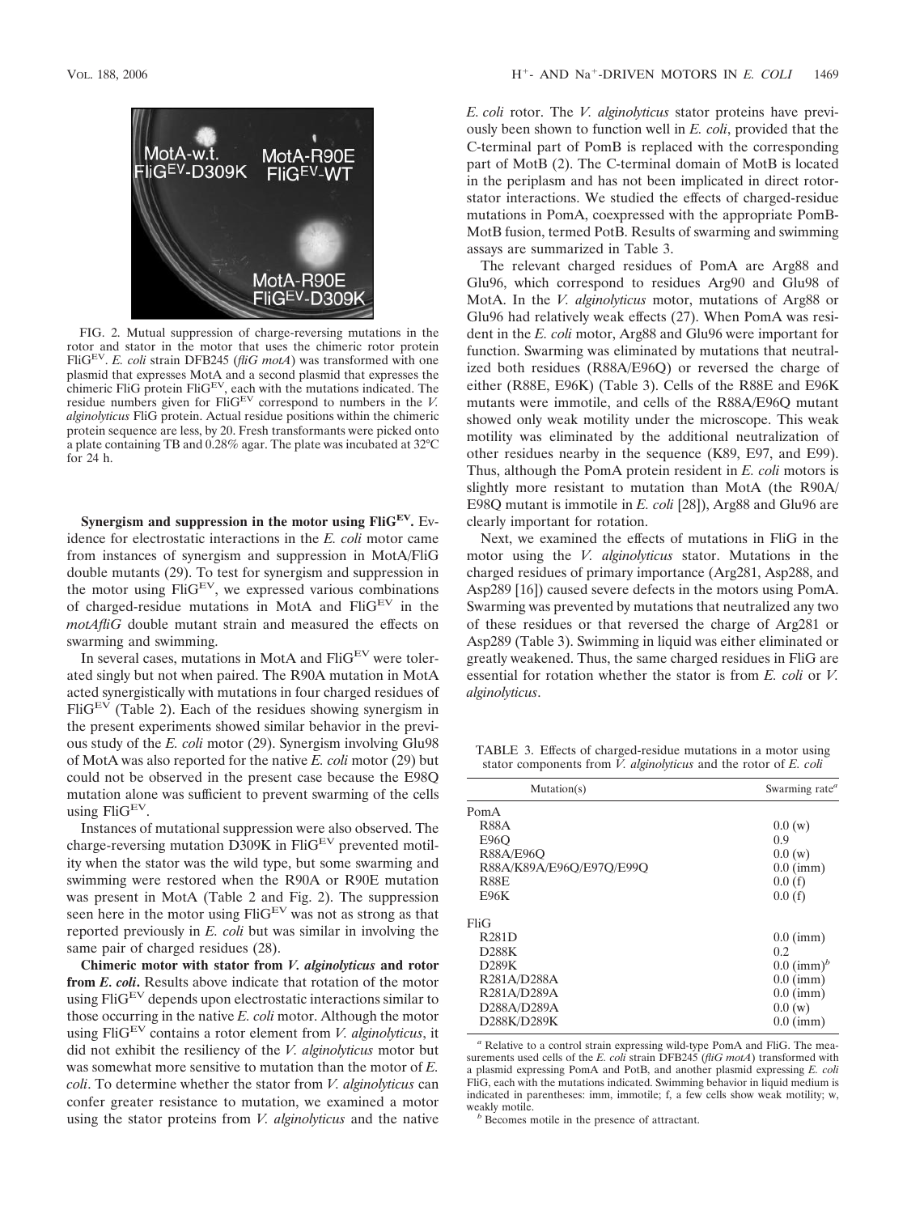FIG. 2. Mutual suppression of charge-reversing mutations in the rotor and stator in the motor that uses the chimeric rotor protein FliG$^{EV}$. *E. coli* strain DFB245 (*fliG motA*) was transformed with one plasmid that expresses MotA and a second plasmid that expresses the chimeric FliG protein FliG$^{EV}$, each with the mutations indicated. The residue numbers given for FliG$^{EV}$ correspond to numbers in the *V. alginolyticus* FliG protein. Actual residue positions within the chimeric protein sequence are less, by 20. Fresh transformants were picked onto a plate containing TB and 0.28% agar. The plate was incubated at 32°C for 24 h.

**Synergism and suppression in the motor using FliG$^{EV}$.** Evidence for electrostatic interactions in the *E. coli* motor came from instances of synergism and suppression in MotA/FliG double mutants (29). To test for synergism and suppression in the motor using FliG$^{EV}$, we expressed various combinations of charged-residue mutations in MotA and FliG$^{EV}$ in the *motAfliG* double mutant strain and measured the effects on swarming and swimming.

In several cases, mutations in MotA and FliG$^{EV}$ were tolerated singly but not when paired. The R90A mutation in MotA acted synergistically with mutations in four charged residues of FliG$^{EV}$ (Table 2). Each of the residues showing synergism in the present experiments showed similar behavior in the previous study of the *E. coli* motor (29). Synergism involving Glu98 of MotA was also reported for the native *E. coli* motor (29) but could not be observed in the present case because the E98Q mutation alone was sufficient to prevent swarming of the cells using FliG$^{EV}$.

Instances of mutational suppression were also observed. The charge-reversing mutation D309K in FliG$^{EV}$ prevented motility when the stator was the wild type, but some swarming and swimming were restored when the R90A or R90E mutation was present in MotA (Table 2 and Fig. 2). The suppression seen here in the motor using FliG$^{EV}$ was not as strong as that reported previously in *E. coli* but was similar in involving the same pair of charged residues (28).

**Chimeric motor with stator from *V. alginolyticus* and rotor from *E. coli*.** Results above indicate that rotation of the motor using FliG$^{EV}$ depends upon electrostatic interactions similar to those occurring in the native *E. coli* motor. Although the motor using FliG$^{EV}$ contains a rotor element from *V. alginolyticus*, it did not exhibit the resiliency of the *V. alginolyticus* motor but was somewhat more sensitive to mutation than the motor of *E. coli*. To determine whether the stator from *V. alginolyticus* can confer greater resistance to mutation, we examined a motor using the stator proteins from *V. alginolyticus* and the native *E. coli* rotor. The *V. alginolyticus* stator proteins have previously been shown to function well in *E. coli*, provided that the C-terminal part of PomB is replaced with the corresponding part of MotB (2). The C-terminal domain of MotB is located in the periplasm and has not been implicated in direct rotor-stator interactions. We studied the effects of charged-residue mutations in PomA, coexpressed with the appropriate PomB-MotB fusion, termed PotB. Results of swarming and swimming assays are summarized in Table 3.

The relevant charged residues of PomA are Arg88 and Glu96, which correspond to residues Arg90 and Glu98 of MotA. In the *V. alginolyticus* motor, mutations of Arg88 or Glu96 had relatively weak effects (27). When PomA was resident in the *E. coli* motor, Arg88 and Glu96 were important for function. Swarming was eliminated by mutations that neutralized both residues (R88A/E96Q) or reversed the charge of either (R88E, E96K) (Table 3). Cells of the R88E and E96K mutants were immotile, and cells of the R88A/E96Q mutant showed only weak motility under the microscope. This weak motility was eliminated by the additional neutralization of other residues nearby in the sequence (K89, E97, and E99). Thus, although the PomA protein resident in *E. coli* motors is slightly more resistant to mutation than MotA (the R90A/E98Q mutant is immotile in *E. coli* [28]), Arg88 and Glu96 are clearly important for rotation.

Next, we examined the effects of mutations in FliG in the motor using the *V. alginolyticus* stator. Mutations in the charged residues of primary importance (Arg281, Asp288, and Asp289 [16]) caused severe defects in the motors using PomA. Swarming was prevented by mutations that neutralized any two of these residues or that reversed the charge of Arg281 or Asp289 (Table 3). Swimming in liquid was either eliminated or greatly weakened. Thus, the same charged residues in FliG are essential for rotation whether the stator is from *E. coli* or *V. alginolyticus*.

TABLE 3. Effects of charged-residue mutations in a motor using stator components from *V. alginolyticus* and the rotor of *E. coli*

| Mutation(s) | Swarming rate[a] |
|---|---|
| PomA | |
| R88A | 0.0 (w) |
| E96Q | 0.9 |
| R88A/E96Q | 0.0 (w) |
| R88A/K89A/E96Q/E97Q/E99Q | 0.0 (imm) |
| R88E | 0.0 (f) |
| E96K | 0.0 (f) |
| FliG | |
| R281D | 0.0 (imm) |
| D288K | 0.2 |
| D289K | 0.0 (imm)[b] |
| R281A/D288A | 0.0 (imm) |
| R281A/D289A | 0.0 (imm) |
| D288A/D289A | 0.0 (w) |
| D288K/D289K | 0.0 (imm) |

[a] Relative to a control strain expressing wild-type PomA and FliG. The measurements used cells of the *E. coli* strain DFB245 (*fliG motA*) transformed with a plasmid expressing PomA and PotB, and another plasmid expressing *E. coli* FliG, each with the mutations indicated. Swimming behavior in liquid medium is indicated in parentheses: imm, immotile; f, a few cells show weak motility; w, weakly motile.

[b] Becomes motile in the presence of attractant.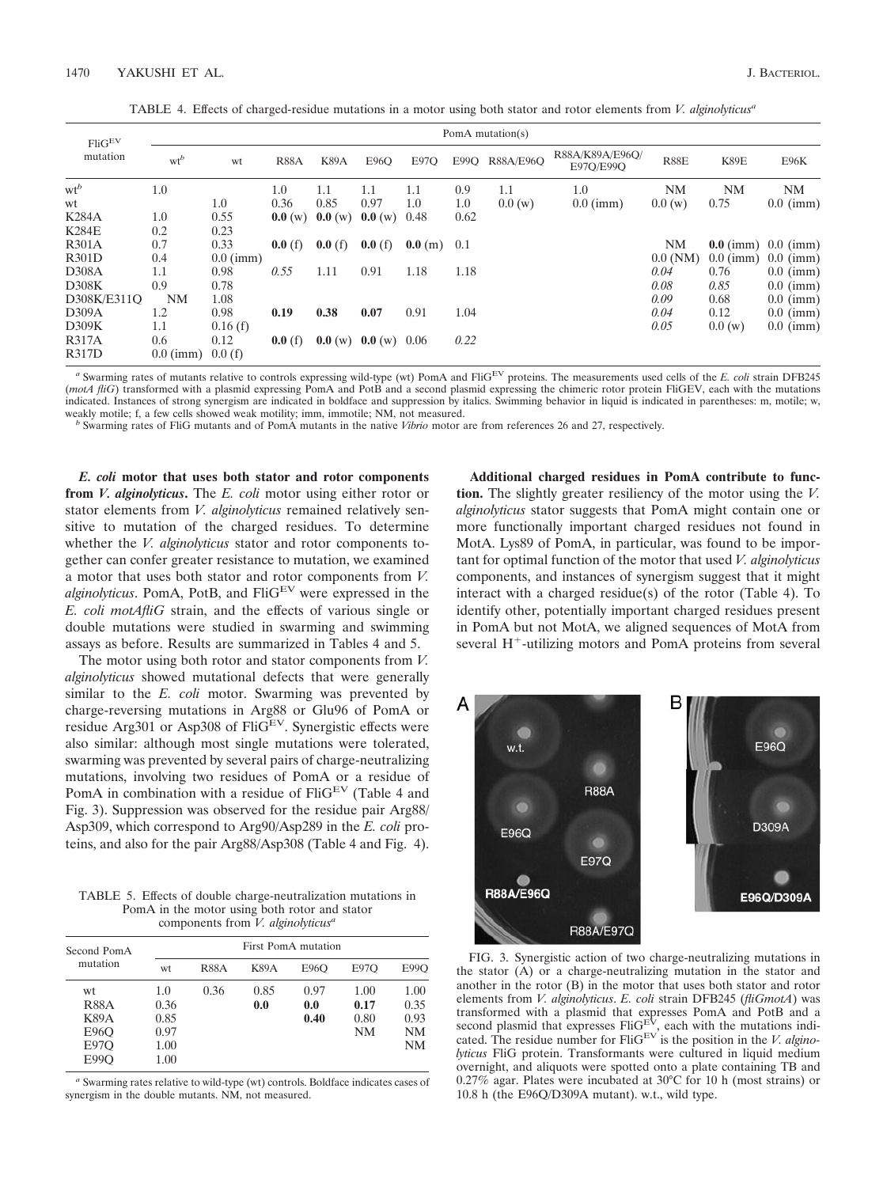TABLE 4. Effects of charged-residue mutations in a motor using both stator and rotor elements from *V. alginolyticus*[a]

| $FliG^{EV}$ mutation | PomA mutation(s) | | | | | | | | | | | |
|---|---|---|---|---|---|---|---|---|---|---|---|---|
| | wt[b] | wt | R88A | K89A | E96Q | E97Q | E99Q | R88A/E96Q | R88A/K89A/E96Q/E97Q/E99Q | R88E | K89E | E96K |
| wt[b] | 1.0 | | 1.0 | 1.1 | 1.1 | 1.1 | 0.9 | 1.1 | 1.0 | NM | NM | NM |
| wt | | 1.0 | 0.36 | 0.85 | 0.97 | 1.0 | 1.0 | 0.0 (w) | 0.0 (imm) | 0.0 (w) | 0.75 | 0.0 (imm) |
| K284A | 1.0 | 0.55 | **0.0** (w) | **0.0** (w) | **0.0** (w) | 0.48 | 0.62 | | | | | |
| K284E | 0.2 | 0.23 | | | | | | | | | | |
| R301A | 0.7 | 0.33 | **0.0** (f) | **0.0** (f) | **0.0** (f) | **0.0** (m) | 0.1 | | | NM | **0.0** (imm) | 0.0 (imm) |
| R301D | 0.4 | 0.0 (imm) | | | | | | | | 0.0 (NM) | 0.0 (imm) | 0.0 (imm) |
| D308A | 1.1 | 0.98 | *0.55* | 1.11 | 0.91 | 1.18 | 1.18 | | | *0.04* | 0.76 | 0.0 (imm) |
| D308K | 0.9 | 0.78 | | | | | | | | *0.08* | *0.85* | 0.0 (imm) |
| D308K/E311Q | NM | 1.08 | | | | | | | | *0.09* | 0.68 | 0.0 (imm) |
| D309A | 1.2 | 0.98 | **0.19** | **0.38** | **0.07** | 0.91 | 1.04 | | | *0.04* | 0.12 | 0.0 (imm) |
| D309K | 1.1 | 0.16 (f) | | | | | | | | *0.05* | 0.0 (w) | 0.0 (imm) |
| R317A | 0.6 | 0.12 | **0.0** (f) | **0.0** (w) | **0.0** (w) | 0.06 | *0.22* | | | | | |
| R317D | 0.0 (imm) | 0.0 (f) | | | | | | | | | | |

[a] Swarming rates of mutants relative to controls expressing wild-type (wt) PomA and $FliG^{EV}$ proteins. The measurements used cells of the *E. coli* strain DFB245 (*motA fliG*) transformed with a plasmid expressing PomA and PotB and a second plasmid expressing the chimeric rotor protein FliGEV, each with the mutations indicated. Instances of strong synergism are indicated in boldface and suppression by italics. Swimming behavior in liquid is indicated in parentheses: m, motile; w, weakly motile; f, a few cells showed weak motility; imm, immotile; NM, not measured.

[b] Swarming rates of FliG mutants and of PomA mutants in the native *Vibrio* motor are from references 26 and 27, respectively.

***E. coli* motor that uses both stator and rotor components from *V. alginolyticus*.** The *E. coli* motor using either rotor or stator elements from *V. alginolyticus* remained relatively sensitive to mutation of the charged residues. To determine whether the *V. alginolyticus* stator and rotor components together can confer greater resistance to mutation, we examined a motor that uses both stator and rotor components from *V. alginolyticus*. PomA, PotB, and $FliG^{EV}$ were expressed in the *E. coli motAfliG* strain, and the effects of various single or double mutations were studied in swarming and swimming assays as before. Results are summarized in Tables 4 and 5.

The motor using both rotor and stator components from *V. alginolyticus* showed mutational defects that were generally similar to the *E. coli* motor. Swarming was prevented by charge-reversing mutations in Arg88 or Glu96 of PomA or residue Arg301 or Asp308 of $FliG^{EV}$. Synergistic effects were also similar: although most single mutations were tolerated, swarming was prevented by several pairs of charge-neutralizing mutations, involving two residues of PomA or a residue of PomA in combination with a residue of $FliG^{EV}$ (Table 4 and Fig. 3). Suppression was observed for the residue pair Arg88/Asp309, which correspond to Arg90/Asp289 in the *E. coli* proteins, and also for the pair Arg88/Asp308 (Table 4 and Fig. 4).

TABLE 5. Effects of double charge-neutralization mutations in PomA in the motor using both rotor and stator components from *V. alginolyticus*[a]

| Second PomA mutation | First PomA mutation | | | | | |
|---|---|---|---|---|---|---|
| | wt | R88A | K89A | E96Q | E97Q | E99Q |
| wt | 1.0 | 0.36 | 0.85 | 0.97 | 1.00 | 1.00 |
| R88A | 0.36 | | **0.0** | **0.0** | **0.17** | 0.35 |
| K89A | 0.85 | | | **0.40** | 0.80 | 0.93 |
| E96Q | 0.97 | | | | NM | NM |
| E97Q | 1.00 | | | | | NM |
| E99Q | 1.00 | | | | | |

[a] Swarming rates relative to wild-type (wt) controls. Boldface indicates cases of synergism in the double mutants. NM, not measured.

**Additional charged residues in PomA contribute to function.** The slightly greater resiliency of the motor using the *V. alginolyticus* stator suggests that PomA might contain one or more functionally important charged residues not found in MotA. Lys89 of PomA, in particular, was found to be important for optimal function of the motor that used *V. alginolyticus* components, and instances of synergism suggest that it might interact with a charged residue(s) of the rotor (Table 4). To identify other, potentially important charged residues present in PomA but not MotA, we aligned sequences of MotA from several $H^+$-utilizing motors and PomA proteins from several

FIG. 3. Synergistic action of two charge-neutralizing mutations in the stator (A) or a charge-neutralizing mutation in the stator and another in the rotor (B) in the motor that uses both stator and rotor elements from *V. alginolyticus*. *E. coli* strain DFB245 (*fliGmotA*) was transformed with a plasmid that expresses PomA and PotB and a second plasmid that expresses $FliG^{EV}$, each with the mutations indicated. The residue number for $FliG^{EV}$ is the position in the *V. alginolyticus* FliG protein. Transformants were cultured in liquid medium overnight, and aliquots were spotted onto a plate containing TB and 0.27% agar. Plates were incubated at 30°C for 10 h (most strains) or 10.8 h (the E96Q/D309A mutant). w.t., wild type.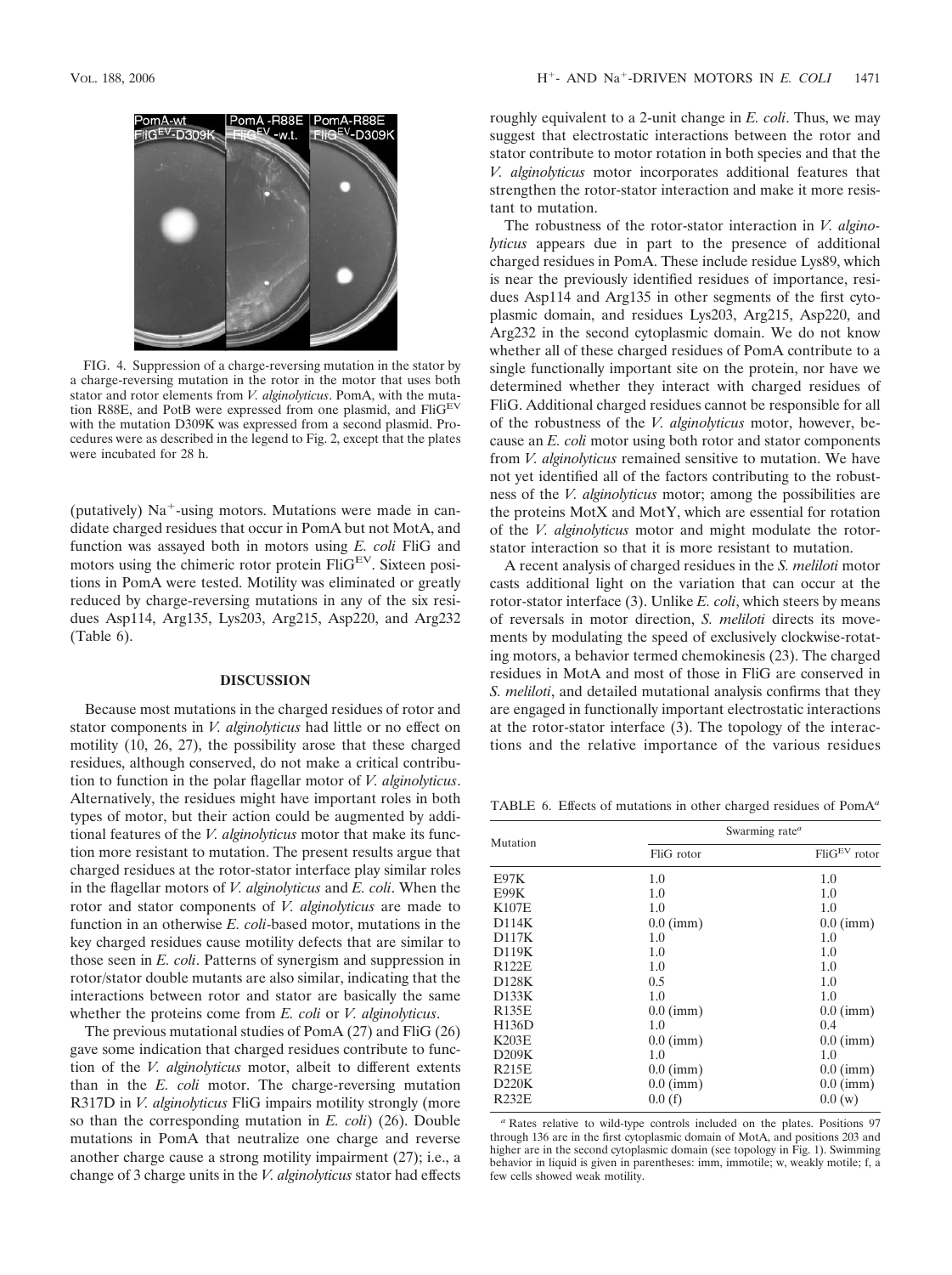FIG. 4. Suppression of a charge-reversing mutation in the stator by a charge-reversing mutation in the rotor in the motor that uses both stator and rotor elements from *V. alginolyticus*. PomA, with the mutation R88E, and PotB were expressed from one plasmid, and $FliG^{EV}$ with the mutation D309K was expressed from a second plasmid. Procedures were as described in the legend to Fig. 2, except that the plates were incubated for 28 h.

(putatively) $Na^+$-using motors. Mutations were made in candidate charged residues that occur in PomA but not MotA, and function was assayed both in motors using *E. coli* FliG and motors using the chimeric rotor protein $FliG^{EV}$. Sixteen positions in PomA were tested. Motility was eliminated or greatly reduced by charge-reversing mutations in any of the six residues Asp114, Arg135, Lys203, Arg215, Asp220, and Arg232 (Table 6).

## DISCUSSION

Because most mutations in the charged residues of rotor and stator components in *V. alginolyticus* had little or no effect on motility (10, 26, 27), the possibility arose that these charged residues, although conserved, do not make a critical contribution to function in the polar flagellar motor of *V. alginolyticus*. Alternatively, the residues might have important roles in both types of motor, but their action could be augmented by additional features of the *V. alginolyticus* motor that make its function more resistant to mutation. The present results argue that charged residues at the rotor-stator interface play similar roles in the flagellar motors of *V. alginolyticus* and *E. coli*. When the rotor and stator components of *V. alginolyticus* are made to function in an otherwise *E. coli*-based motor, mutations in the key charged residues cause motility defects that are similar to those seen in *E. coli*. Patterns of synergism and suppression in rotor/stator double mutants are also similar, indicating that the interactions between rotor and stator are basically the same whether the proteins come from *E. coli* or *V. alginolyticus*.

The previous mutational studies of PomA (27) and FliG (26) gave some indication that charged residues contribute to function of the *V. alginolyticus* motor, albeit to different extents than in the *E. coli* motor. The charge-reversing mutation R317D in *V. alginolyticus* FliG impairs motility strongly (more so than the corresponding mutation in *E. coli*) (26). Double mutations in PomA that neutralize one charge and reverse another charge cause a strong motility impairment (27); i.e., a change of 3 charge units in the *V. alginolyticus* stator had effects roughly equivalent to a 2-unit change in *E. coli*. Thus, we may suggest that electrostatic interactions between the rotor and stator contribute to motor rotation in both species and that the *V. alginolyticus* motor incorporates additional features that strengthen the rotor-stator interaction and make it more resistant to mutation.

The robustness of the rotor-stator interaction in *V. alginolyticus* appears due in part to the presence of additional charged residues in PomA. These include residue Lys89, which is near the previously identified residues of importance, residues Asp114 and Arg135 in other segments of the first cytoplasmic domain, and residues Lys203, Arg215, Asp220, and Arg232 in the second cytoplasmic domain. We do not know whether all of these charged residues of PomA contribute to a single functionally important site on the protein, nor have we determined whether they interact with charged residues of FliG. Additional charged residues cannot be responsible for all of the robustness of the *V. alginolyticus* motor, however, because an *E. coli* motor using both rotor and stator components from *V. alginolyticus* remained sensitive to mutation. We have not yet identified all of the factors contributing to the robustness of the *V. alginolyticus* motor; among the possibilities are the proteins MotX and MotY, which are essential for rotation of the *V. alginolyticus* motor and might modulate the rotor-stator interaction so that it is more resistant to mutation.

A recent analysis of charged residues in the *S. meliloti* motor casts additional light on the variation that can occur at the rotor-stator interface (3). Unlike *E. coli*, which steers by means of reversals in motor direction, *S. meliloti* directs its movements by modulating the speed of exclusively clockwise-rotating motors, a behavior termed chemokinesis (23). The charged residues in MotA and most of those in FliG are conserved in *S. meliloti*, and detailed mutational analysis confirms that they are engaged in functionally important electrostatic interactions at the rotor-stator interface (3). The topology of the interactions and the relative importance of the various residues

TABLE 6. Effects of mutations in other charged residues of PomA[a]

| Mutation | Swarming rate[a] | |
|---|---|---|
| | FliG rotor | $FliG^{EV}$ rotor |
| E97K | 1.0 | 1.0 |
| E99K | 1.0 | 1.0 |
| K107E | 1.0 | 1.0 |
| D114K | 0.0 (imm) | 0.0 (imm) |
| D117K | 1.0 | 1.0 |
| D119K | 1.0 | 1.0 |
| R122E | 1.0 | 1.0 |
| D128K | 0.5 | 1.0 |
| D133K | 1.0 | 1.0 |
| R135E | 0.0 (imm) | 0.0 (imm) |
| H136D | 1.0 | 0.4 |
| K203E | 0.0 (imm) | 0.0 (imm) |
| D209K | 1.0 | 1.0 |
| R215E | 0.0 (imm) | 0.0 (imm) |
| D220K | 0.0 (imm) | 0.0 (imm) |
| R232E | 0.0 (f) | 0.0 (w) |

[a] Rates relative to wild-type controls included on the plates. Positions 97 through 136 are in the first cytoplasmic domain of MotA, and positions 203 and higher are in the second cytoplasmic domain (see topology in Fig. 1). Swimming behavior in liquid is given in parentheses: imm, immotile; w, weakly motile; f, a few cells showed weak motility.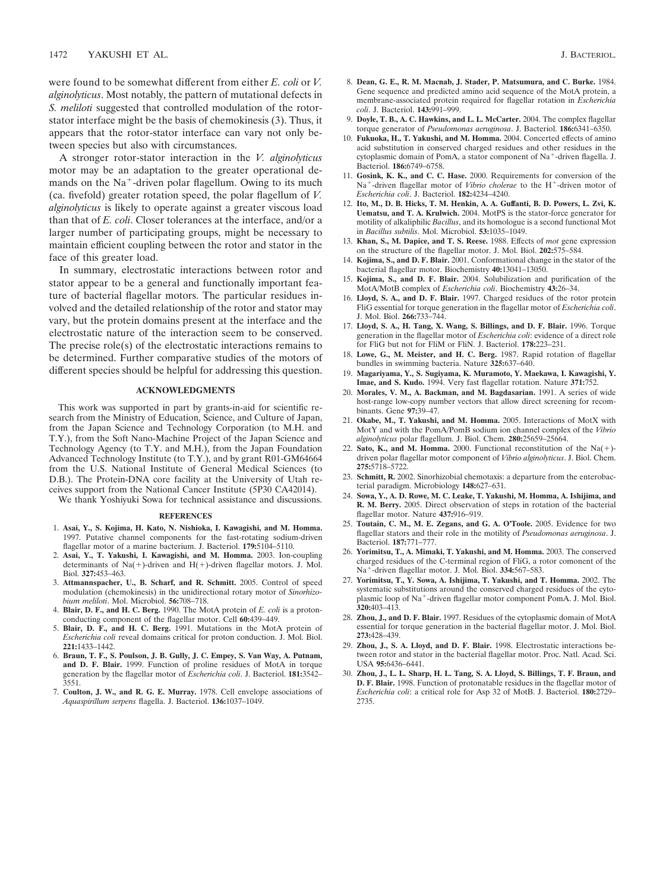were found to be somewhat different from either *E. coli* or *V. alginolyticus*. Most notably, the pattern of mutational defects in *S. meliloti* suggested that controlled modulation of the rotor-stator interface might be the basis of chemokinesis (3). Thus, it appears that the rotor-stator interface can vary not only between species but also with circumstances.

A stronger rotor-stator interaction in the *V. alginolyticus* motor may be an adaptation to the greater operational demands on the $Na^+$-driven polar flagellum. Owing to its much (ca. fivefold) greater rotation speed, the polar flagellum of *V. alginolyticus* is likely to operate against a greater viscous load than that of *E. coli*. Closer tolerances at the interface, and/or a larger number of participating groups, might be necessary to maintain efficient coupling between the rotor and stator in the face of this greater load.

In summary, electrostatic interactions between rotor and stator appear to be a general and functionally important feature of bacterial flagellar motors. The particular residues involved and the detailed relationship of the rotor and stator may vary, but the protein domains present at the interface and the electrostatic nature of the interaction seem to be conserved. The precise role(s) of the electrostatic interactions remains to be determined. Further comparative studies of the motors of different species should be helpful for addressing this question.

## ACKNOWLEDGMENTS

This work was supported in part by grants-in-aid for scientific research from the Ministry of Education, Science, and Culture of Japan, from the Japan Science and Technology Corporation (to M.H. and T.Y.), from the Soft Nano-Machine Project of the Japan Science and Technology Agency (to T.Y. and M.H.), from the Japan Foundation Advanced Technology Institute (to T.Y.), and by grant R01-GM64664 from the U.S. National Institute of General Medical Sciences (to D.B.). The Protein-DNA core facility at the University of Utah receives support from the National Cancer Institute (5P30 CA42014).

We thank Yoshiyuki Sowa for technical assistance and discussions.

## REFERENCES

1. **Asai, Y., S. Kojima, H. Kato, N. Nishioka, I. Kawagishi, and M. Homma.** 1997. Putative channel components for the fast-rotating sodium-driven flagellar motor of a marine bacterium. J. Bacteriol. **179:**5104–5110.
2. **Asai, Y., T. Yakushi, I. Kawagishi, and M. Homma.** 2003. Ion-coupling determinants of Na(+)-driven and H(+)-driven flagellar motors. J. Mol. Biol. **327:**453–463.
3. **Attmannspacher, U., B. Scharf, and R. Schmitt.** 2005. Control of speed modulation (chemokinesis) in the unidirectional rotary motor of *Sinorhizobium meliloti*. Mol. Microbiol. **56:**708–718.
4. **Blair, D. F., and H. C. Berg.** 1990. The MotA protein of *E. coli* is a proton-conducting component of the flagellar motor. Cell **60:**439–449.
5. **Blair, D. F., and H. C. Berg.** 1991. Mutations in the MotA protein of *Escherichia coli* reveal domains critical for proton conduction. J. Mol. Biol. **221:**1433–1442.
6. **Braun, T. F., S. Poulson, J. B. Gully, J. C. Empey, S. Van Way, A. Putnam, and D. F. Blair.** 1999. Function of proline residues of MotA in torque generation by the flagellar motor of *Escherichia coli*. J. Bacteriol. **181:**3542–3551.
7. **Coulton, J. W., and R. G. E. Murray.** 1978. Cell envelope associations of *Aquaspirillum serpens* flagella. J. Bacteriol. **136:**1037–1049.
8. **Dean, G. E., R. M. Macnab, J. Stader, P. Matsumura, and C. Burke.** 1984. Gene sequence and predicted amino acid sequence of the MotA protein, a membrane-associated protein required for flagellar rotation in *Escherichia coli*. J. Bacteriol. **143:**991–999.
9. **Doyle, T. B., A. C. Hawkins, and L. L. McCarter.** 2004. The complex flagellar torque generator of *Pseudomonas aeruginosa*. J. Bacteriol. **186:**6341–6350.
10. **Fukuoka, H., T. Yakushi, and M. Homma.** 2004. Concerted effects of amino acid substitution in conserved charged residues and other residues in the cytoplasmic domain of PomA, a stator component of $Na^+$-driven flagella. J. Bacteriol. **186:**6749–6758.
11. **Gosink, K. K., and C. C. Hase.** 2000. Requirements for conversion of the $Na^+$-driven flagellar motor of *Vibrio cholerae* to the $H^+$-driven motor of *Escherichia coli*. J. Bacteriol. **182:**4234–4240.
12. **Ito, M., D. B. Hicks, T. M. Henkin, A. A. Guffanti, B. D. Powers, L. Zvi, K. Uematsu, and T. A. Krulwich.** 2004. MotPS is the stator-force generator for motility of alkaliphilic *Bacillus*, and its homologue is a second functional Mot in *Bacillus subtilis*. Mol. Microbiol. **53:**1035–1049.
13. **Khan, S., M. Dapice, and T. S. Reese.** 1988. Effects of *mot* gene expression on the structure of the flagellar motor. J. Mol. Biol. **202:**575–584.
14. **Kojima, S., and D. F. Blair.** 2001. Conformational change in the stator of the bacterial flagellar motor. Biochemistry **40:**13041–13050.
15. **Kojima, S., and D. F. Blair.** 2004. Solubilization and purification of the MotA/MotB complex of *Escherichia coli*. Biochemistry **43:**26–34.
16. **Lloyd, S. A., and D. F. Blair.** 1997. Charged residues of the rotor protein FliG essential for torque generation in the flagellar motor of *Escherichia coli*. J. Mol. Biol. **266:**733–744.
17. **Lloyd, S. A., H. Tang, X. Wang, S. Billings, and D. F. Blair.** 1996. Torque generation in the flagellar motor of *Escherichia coli*: evidence of a direct role for FliG but not for FliM or FliN. J. Bacteriol. **178:**223–231.
18. **Lowe, G., M. Meister, and H. C. Berg.** 1987. Rapid rotation of flagellar bundles in swimming bacteria. Nature **325:**637–640.
19. **Magariyama, Y., S. Sugiyama, K. Muramoto, Y. Maekawa, I. Kawagishi, Y. Imae, and S. Kudo.** 1994. Very fast flagellar rotation. Nature **371:**752.
20. **Morales, V. M., A. Backman, and M. Bagdasarian.** 1991. A series of wide host-range low-copy number vectors that allow direct screening for recombinants. Gene **97:**39–47.
21. **Okabe, M., T. Yakushi, and M. Homma.** 2005. Interactions of MotX with MotY and with the PomA/PomB sodium ion channel complex of the *Vibrio alginolyticus* polar flagellum. J. Biol. Chem. **280:**25659–25664.
22. **Sato, K., and M. Homma.** 2000. Functional reconstitution of the Na(+)-driven polar flagellar motor component of *Vibrio alginolyticus*. J. Biol. Chem. **275:**5718–5722.
23. **Schmitt, R.** 2002. Sinorhizobial chemotaxis: a departure from the enterobacterial paradigm. Microbiology **148:**627–631.
24. **Sowa, Y., A. D. Rowe, M. C. Leake, T. Yakushi, M. Homma, A. Ishijima, and R. M. Berry.** 2005. Direct observation of steps in rotation of the bacterial flagellar motor. Nature **437:**916–919.
25. **Toutain, C. M., M. E. Zegans, and G. A. O'Toole.** 2005. Evidence for two flagellar stators and their role in the motility of *Pseudomonas aeruginosa*. J. Bacteriol. **187:**771–777.
26. **Yorimitsu, T., A. Mimaki, T. Yakushi, and M. Homma.** 2003. The conserved charged residues of the C-terminal region of FliG, a rotor comonent of the $Na^+$-driven flagellar motor. J. Mol. Biol. **334:**567–583.
27. **Yorimitsu, T., Y. Sowa, A. Ishijima, T. Yakushi, and T. Homma.** 2002. The systematic substitutions around the conserved charged residues of the cytoplasmic loop of $Na^+$-driven flagellar motor component PomA. J. Mol. Biol. **320:**403–413.
28. **Zhou, J., and D. F. Blair.** 1997. Residues of the cytoplasmic domain of MotA essential for torque generation in the bacterial flagellar motor. J. Mol. Biol. **273:**428–439.
29. **Zhou, J., S. A. Lloyd, and D. F. Blair.** 1998. Electrostatic interactions between rotor and stator in the bacterial flagellar motor. Proc. Natl. Acad. Sci. USA **95:**6436–6441.
30. **Zhou, J., L. L. Sharp, H. L. Tang, S. A. Lloyd, S. Billings, T. F. Braun, and D. F. Blair.** 1998. Function of protonatable residues in the flagellar motor of *Escherichia coli*: a critical role for Asp 32 of MotB. J. Bacteriol. **180:**2729–2735.